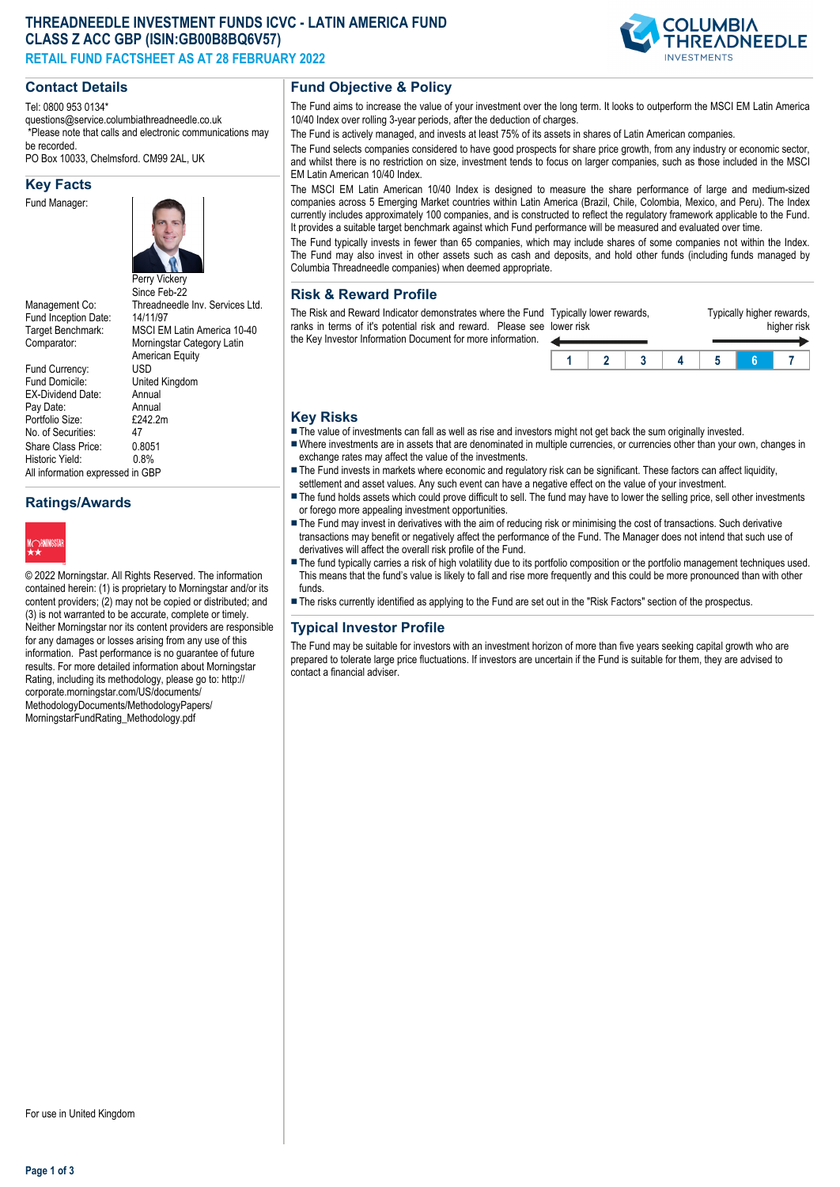# THREADNEEDLE INVESTMENT FUNDS ICVC - LATIN AMERICA FUND CLASS Z ACC GBP (ISIN:GB00B8BQ6V57)

## RETAIL FUND FACTSHEET AS AT 28 FEBRUARY 2022

## Contact Details

Tel: 0800 953 0134*
questions@service.columbiathreadneedle.co.uk
*Please note that calls and electronic communications may be recorded.
PO Box 10033, Chelmsford. CM99 2AL, UK

## Key Facts

| | |
|---|---|
| Fund Manager: | Perry Vickery<br>Since Feb-22 |
| Management Co: | Threadneedle Inv. Services Ltd. |
| Fund Inception Date: | 14/11/97 |
| Target Benchmark: | MSCI EM Latin America 10-40 |
| Comparator: | Morningstar Category Latin American Equity |
| Fund Currency: | USD |
| Fund Domicile: | United Kingdom |
| EX-Dividend Date: | Annual |
| Pay Date: | Annual |
| Portfolio Size: | £242.2m |
| No. of Securities: | 47 |
| Share Class Price: | 0.8051 |
| Historic Yield: | 0.8% |

All information expressed in GBP

## Ratings/Awards

© 2022 Morningstar. All Rights Reserved. The information contained herein: (1) is proprietary to Morningstar and/or its content providers; (2) may not be copied or distributed; and (3) is not warranted to be accurate, complete or timely. Neither Morningstar nor its content providers are responsible for any damages or losses arising from any use of this information. Past performance is no guarantee of future results. For more detailed information about Morningstar Rating, including its methodology, please go to: http://corporate.morningstar.com/US/documents/MethodologyDocuments/MethodologyPapers/MorningstarFundRating_Methodology.pdf

## Fund Objective & Policy

The Fund aims to increase the value of your investment over the long term. It looks to outperform the MSCI EM Latin America 10/40 Index over rolling 3-year periods, after the deduction of charges.

The Fund is actively managed, and invests at least 75% of its assets in shares of Latin American companies.

The Fund selects companies considered to have good prospects for share price growth, from any industry or economic sector, and whilst there is no restriction on size, investment tends to focus on larger companies, such as those included in the MSCI EM Latin American 10/40 Index.

The MSCI EM Latin American 10/40 Index is designed to measure the share performance of large and medium-sized companies across 5 Emerging Market countries within Latin America (Brazil, Chile, Colombia, Mexico, and Peru). The Index currently includes approximately 100 companies, and is constructed to reflect the regulatory framework applicable to the Fund. It provides a suitable target benchmark against which Fund performance will be measured and evaluated over time.

The Fund typically invests in fewer than 65 companies, which may include shares of some companies not within the Index. The Fund may also invest in other assets such as cash and deposits, and hold other funds (including funds managed by Columbia Threadneedle companies) when deemed appropriate.

## Risk & Reward Profile

The Risk and Reward Indicator demonstrates where the Fund ranks in terms of it's potential risk and reward. Please see the Key Investor Information Document for more information.

Typically lower rewards, lower risk — Typically higher rewards, higher risk

| 1 | 2 | 3 | 4 | 5 | **6** | 7 |
|---|---|---|---|---|---|---|

## Key Risks

- The value of investments can fall as well as rise and investors might not get back the sum originally invested.
- Where investments are in assets that are denominated in multiple currencies, or currencies other than your own, changes in exchange rates may affect the value of the investments.
- The Fund invests in markets where economic and regulatory risk can be significant. These factors can affect liquidity, settlement and asset values. Any such event can have a negative effect on the value of your investment.
- The fund holds assets which could prove difficult to sell. The fund may have to lower the selling price, sell other investments or forego more appealing investment opportunities.
- The Fund may invest in derivatives with the aim of reducing risk or minimising the cost of transactions. Such derivative transactions may benefit or negatively affect the performance of the Fund. The Manager does not intend that such use of derivatives will affect the overall risk profile of the Fund.
- The fund typically carries a risk of high volatility due to its portfolio composition or the portfolio management techniques used. This means that the fund's value is likely to fall and rise more frequently and this could be more pronounced than with other funds.
- The risks currently identified as applying to the Fund are set out in the "Risk Factors" section of the prospectus.

## Typical Investor Profile

The Fund may be suitable for investors with an investment horizon of more than five years seeking capital growth who are prepared to tolerate large price fluctuations. If investors are uncertain if the Fund is suitable for them, they are advised to contact a financial adviser.

For use in United Kingdom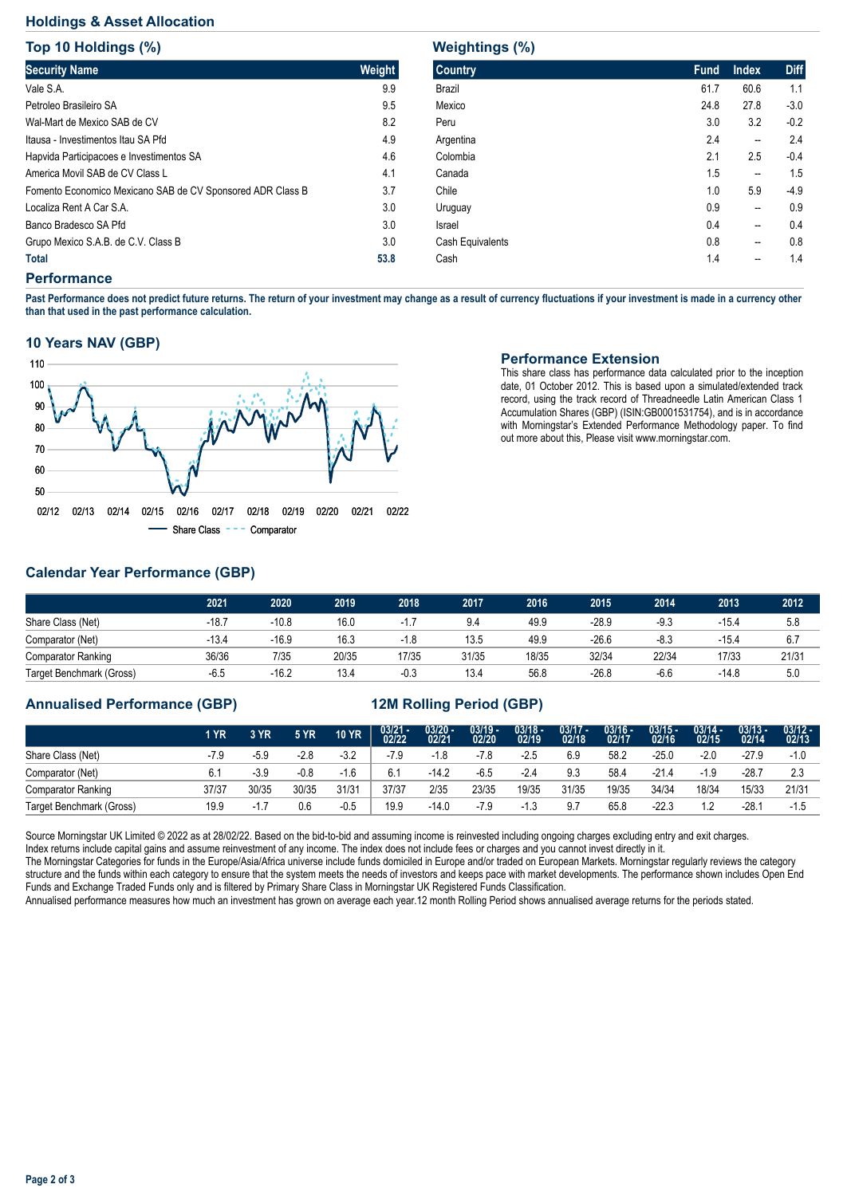## Holdings & Asset Allocation

### Top 10 Holdings (%)

| Security Name | Weight |
|---|---|
| Vale S.A. | 9.9 |
| Petroleo Brasileiro SA | 9.5 |
| Wal-Mart de Mexico SAB de CV | 8.2 |
| Itausa - Investimentos Itau SA Pfd | 4.9 |
| Hapvida Participacoes e Investimentos SA | 4.6 |
| America Movil SAB de CV Class L | 4.1 |
| Fomento Economico Mexicano SAB de CV Sponsored ADR Class B | 3.7 |
| Localiza Rent A Car S.A. | 3.0 |
| Banco Bradesco SA Pfd | 3.0 |
| Grupo Mexico S.A.B. de C.V. Class B | 3.0 |
| **Total** | **53.8** |

### Weightings (%)

| Country | Fund | Index | Diff |
|---|---|---|---|
| Brazil | 61.7 | 60.6 | 1.1 |
| Mexico | 24.8 | 27.8 | -3.0 |
| Peru | 3.0 | 3.2 | -0.2 |
| Argentina | 2.4 | -- | 2.4 |
| Colombia | 2.1 | 2.5 | -0.4 |
| Canada | 1.5 | -- | 1.5 |
| Chile | 1.0 | 5.9 | -4.9 |
| Uruguay | 0.9 | -- | 0.9 |
| Israel | 0.4 | -- | 0.4 |
| Cash Equivalents | 0.8 | -- | 0.8 |
| Cash | 1.4 | -- | 1.4 |

## Performance

**Past Performance does not predict future returns. The return of your investment may change as a result of currency fluctuations if your investment is made in a currency other than that used in the past performance calculation.**

### 10 Years NAV (GBP)

### Performance Extension

This share class has performance data calculated prior to the inception date, 01 October 2012. This is based upon a simulated/extended track record, using the track record of Threadneedle Latin American Class 1 Accumulation Shares (GBP) (ISIN:GB0001531754), and is in accordance with Morningstar's Extended Performance Methodology paper. To find out more about this, Please visit www.morningstar.com.

### Calendar Year Performance (GBP)

| | 2021 | 2020 | 2019 | 2018 | 2017 | 2016 | 2015 | 2014 | 2013 | 2012 |
|---|---|---|---|---|---|---|---|---|---|---|
| Share Class (Net) | -18.7 | -10.8 | 16.0 | -1.7 | 9.4 | 49.9 | -28.9 | -9.3 | -15.4 | 5.8 |
| Comparator (Net) | -13.4 | -16.9 | 16.3 | -1.8 | 13.5 | 49.9 | -26.6 | -8.3 | -15.4 | 6.7 |
| Comparator Ranking | 36/36 | 7/35 | 20/35 | 17/35 | 31/35 | 18/35 | 32/34 | 22/34 | 17/33 | 21/31 |
| Target Benchmark (Gross) | -6.5 | -16.2 | 13.4 | -0.3 | 13.4 | 56.8 | -26.8 | -6.6 | -14.8 | 5.0 |

### Annualised Performance (GBP) / 12M Rolling Period (GBP)

| | 1 YR | 3 YR | 5 YR | 10 YR | 03/21 - 02/22 | 03/20 - 02/21 | 03/19 - 02/20 | 03/18 - 02/19 | 03/17 - 02/18 | 03/16 - 02/17 | 03/15 - 02/16 | 03/14 - 02/15 | 03/13 - 02/14 | 03/12 - 02/13 |
|---|---|---|---|---|---|---|---|---|---|---|---|---|---|---|
| Share Class (Net) | -7.9 | -5.9 | -2.8 | -3.2 | -7.9 | -1.8 | -7.8 | -2.5 | 6.9 | 58.2 | -25.0 | -2.0 | -27.9 | -1.0 |
| Comparator (Net) | 6.1 | -3.9 | -0.8 | -1.6 | 6.1 | -14.2 | -6.5 | -2.4 | 9.3 | 58.4 | -21.4 | -1.9 | -28.7 | 2.3 |
| Comparator Ranking | 37/37 | 30/35 | 30/35 | 31/31 | 37/37 | 2/35 | 23/35 | 19/35 | 31/35 | 19/35 | 34/34 | 18/34 | 15/33 | 21/31 |
| Target Benchmark (Gross) | 19.9 | -1.7 | 0.6 | -0.5 | 19.9 | -14.0 | -7.9 | -1.3 | 9.7 | 65.8 | -22.3 | 1.2 | -28.1 | -1.5 |

Source Morningstar UK Limited © 2022 as at 28/02/22. Based on the bid-to-bid and assuming income is reinvested including ongoing charges excluding entry and exit charges. Index returns include capital gains and assume reinvestment of any income. The index does not include fees or charges and you cannot invest directly in it.

The Morningstar Categories for funds in the Europe/Asia/Africa universe include funds domiciled in Europe and/or traded on European Markets. Morningstar regularly reviews the category structure and the funds within each category to ensure that the system meets the needs of investors and keeps pace with market developments. The performance shown includes Open End Funds and Exchange Traded Funds only and is filtered by Primary Share Class in Morningstar UK Registered Funds Classification.

Annualised performance measures how much an investment has grown on average each year.12 month Rolling Period shows annualised average returns for the periods stated.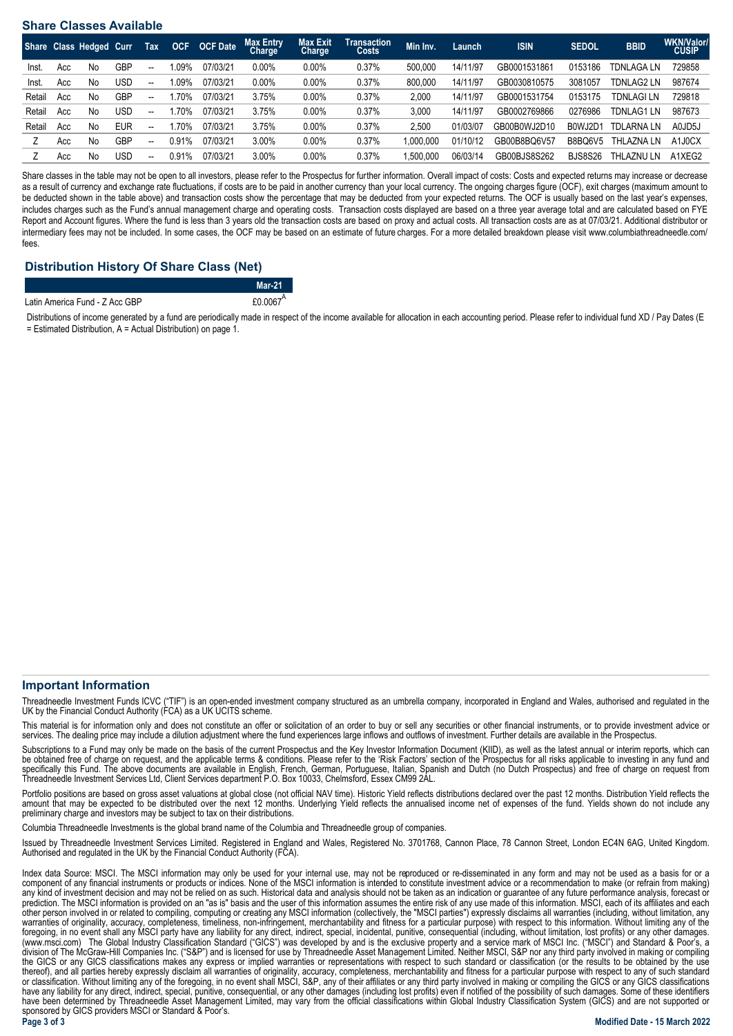## Share Classes Available

| Share | Class | Hedged | Curr | Tax | OCF | OCF Date | Max Entry Charge | Max Exit Charge | Transaction Costs | Min Inv. | Launch | ISIN | SEDOL | BBID | WKN/Valor/ CUSIP |
|---|---|---|---|---|---|---|---|---|---|---|---|---|---|---|---|
| Inst. | Acc | No | GBP | -- | 1.09% | 07/03/21 | 0.00% | 0.00% | 0.37% | 500,000 | 14/11/97 | GB0001531861 | 0153186 | TDNLAGA LN | 729858 |
| Inst. | Acc | No | USD | -- | 1.09% | 07/03/21 | 0.00% | 0.00% | 0.37% | 800,000 | 14/11/97 | GB0030810575 | 3081057 | TDNLAG2 LN | 987674 |
| Retail | Acc | No | GBP | -- | 1.70% | 07/03/21 | 3.75% | 0.00% | 0.37% | 2,000 | 14/11/97 | GB0001531754 | 0153175 | TDNLAGI LN | 729818 |
| Retail | Acc | No | USD | -- | 1.70% | 07/03/21 | 3.75% | 0.00% | 0.37% | 3,000 | 14/11/97 | GB0002769866 | 0276986 | TDNLAG1 LN | 987673 |
| Retail | Acc | No | EUR | -- | 1.70% | 07/03/21 | 3.75% | 0.00% | 0.37% | 2,500 | 01/03/07 | GB00B0WJ2D10 | B0WJ2D1 | TDLARNA LN | A0JD5J |
| Z | Acc | No | GBP | -- | 0.91% | 07/03/21 | 3.00% | 0.00% | 0.37% | 1,000,000 | 01/10/12 | GB00B8BQ6V57 | B8BQ6V5 | THLAZNA LN | A1J0CX |
| Z | Acc | No | USD | -- | 0.91% | 07/03/21 | 3.00% | 0.00% | 0.37% | 1,500,000 | 06/03/14 | GB00BJS8S262 | BJS8S26 | THLAZNU LN | A1XEG2 |

Share classes in the table may not be open to all investors, please refer to the Prospectus for further information. Overall impact of costs: Costs and expected returns may increase or decrease as a result of currency and exchange rate fluctuations, if costs are to be paid in another currency than your local currency. The ongoing charges figure (OCF), exit charges (maximum amount to be deducted shown in the table above) and transaction costs show the percentage that may be deducted from your expected returns. The OCF is usually based on the last year's expenses, includes charges such as the Fund's annual management charge and operating costs. Transaction costs displayed are based on a three year average total and are calculated based on FYE Report and Account figures. Where the fund is less than 3 years old the transaction costs are based on proxy and actual costs. All transaction costs are as at 07/03/21. Additional distributor or intermediary fees may not be included. In some cases, the OCF may be based on an estimate of future charges. For a more detailed breakdown please visit www.columbiathreadneedle.com/fees.

## Distribution History Of Share Class (Net)

| | Mar-21 |
|---|---|
| Latin America Fund - Z Acc GBP | £0.0067[A] |

Distributions of income generated by a fund are periodically made in respect of the income available for allocation in each accounting period. Please refer to individual fund XD / Pay Dates (E = Estimated Distribution, A = Actual Distribution) on page 1.

## Important Information

Threadneedle Investment Funds ICVC ("TIF") is an open-ended investment company structured as an umbrella company, incorporated in England and Wales, authorised and regulated in the UK by the Financial Conduct Authority (FCA) as a UK UCITS scheme.

This material is for information only and does not constitute an offer or solicitation of an order to buy or sell any securities or other financial instruments, or to provide investment advice or services. The dealing price may include a dilution adjustment where the fund experiences large inflows and outflows of investment. Further details are available in the Prospectus.

Subscriptions to a Fund may only be made on the basis of the current Prospectus and the Key Investor Information Document (KIID), as well as the latest annual or interim reports, which can be obtained free of charge on request, and the applicable terms & conditions. Please refer to the 'Risk Factors' section of the Prospectus for all risks applicable to investing in any fund and specifically this Fund. The above documents are available in English, French, German, Portuguese, Italian, Spanish and Dutch (no Dutch Prospectus) and free of charge on request from Threadneedle Investment Services Ltd, Client Services department P.O. Box 10033, Chelmsford, Essex CM99 2AL.

Portfolio positions are based on gross asset valuations at global close (not official NAV time). Historic Yield reflects distributions declared over the past 12 months. Distribution Yield reflects the amount that may be expected to be distributed over the next 12 months. Underlying Yield reflects the annualised income net of expenses of the fund. Yields shown do not include any preliminary charge and investors may be subject to tax on their distributions.

Columbia Threadneedle Investments is the global brand name of the Columbia and Threadneedle group of companies.

Issued by Threadneedle Investment Services Limited. Registered in England and Wales, Registered No. 3701768, Cannon Place, 78 Cannon Street, London EC4N 6AG, United Kingdom. Authorised and regulated in the UK by the Financial Conduct Authority (FCA).

Index data Source: MSCI. The MSCI information may only be used for your internal use, may not be reproduced or re-disseminated in any form and may not be used as a basis for or a component of any financial instruments or products or indices. None of the MSCI information is intended to constitute investment advice or a recommendation to make (or refrain from making) any kind of investment decision and may not be relied on as such. Historical data and analysis should not be taken as an indication or guarantee of any future performance analysis, forecast or prediction. The MSCI information is provided on an "as is" basis and the user of this information assumes the entire risk of any use made of this information. MSCI, each of its affiliates and each other person involved in or related to compiling, computing or creating any MSCI information (collectively, the "MSCI parties") expressly disclaims all warranties (including, without limitation, any warranties of originality, accuracy, completeness, timeliness, non-infringement, merchantability and fitness for a particular purpose) with respect to this information. Without limiting any of the foregoing, in no event shall any MSCI party have any liability for any direct, indirect, special, incidental, punitive, consequential (including, without limitation, lost profits) or any other damages. (www.msci.com) The Global Industry Classification Standard ("GICS") was developed by and is the exclusive property and a service mark of MSCI Inc. ("MSCI") and Standard & Poor's, a division of The McGraw-Hill Companies Inc. ("S&P") and is licensed for use by Threadneedle Asset Management Limited. Neither MSCI, S&P nor any third party involved in making or compiling the GICS or any GICS classifications makes any express or implied warranties or representations with respect to such standard or classification (or the results to be obtained by the use thereof), and all parties hereby expressly disclaim all warranties of originality, accuracy, completeness, merchantability and fitness for a particular purpose with respect to any of such standard or classification. Without limiting any of the foregoing, in no event shall MSCI, S&P, any of their affiliates or any third party involved in making or compiling the GICS or any GICS classifications have any liability for any direct, indirect, special, punitive, consequential, or any other damages (including lost profits) even if notified of the possibility of such damages. Some of these identifiers have been determined by Threadneedle Asset Management Limited, may vary from the official classifications within Global Industry Classification System (GICS) and are not supported or sponsored by GICS providers MSCI or Standard & Poor's.

Modified Date - 15 March 2022